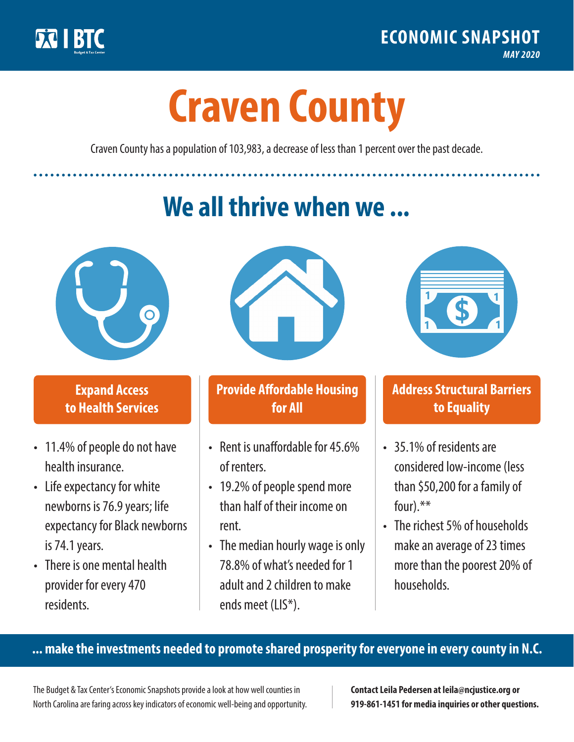ECONOMIC SNAPSHOT

*MAY 2020*

# Craven County

Craven County has a population of 103,983, a decrease of less than 1 percent over the past decade.

## We all thrive when we ...

### Expand Access to Health Services

- 11.4% of people do not have health insurance.
- Life expectancy for white newborns is 76.9 years; life expectancy for Black newborns is 74.1 years.
- There is one mental health provider for every 470 residents.

### Provide Affordable Housing for All

- Rent is unaffordable for 45.6% of renters.
- 19.2% of people spend more than half of their income on rent.
- The median hourly wage is only 78.8% of what's needed for 1 adult and 2 children to make ends meet (LIS*).

### Address Structural Barriers to Equality

- 35.1% of residents are considered low-income (less than $50,200 for a family of four).**
- The richest 5% of households make an average of 23 times more than the poorest 20% of households.

**... make the investments needed to promote shared prosperity for everyone in every county in N.C.**

The Budget & Tax Center's Economic Snapshots provide a look at how well counties in North Carolina are faring across key indicators of economic well-being and opportunity.

**Contact Leila Pedersen at leila@ncjustice.org or 919-861-1451 for media inquiries or other questions.**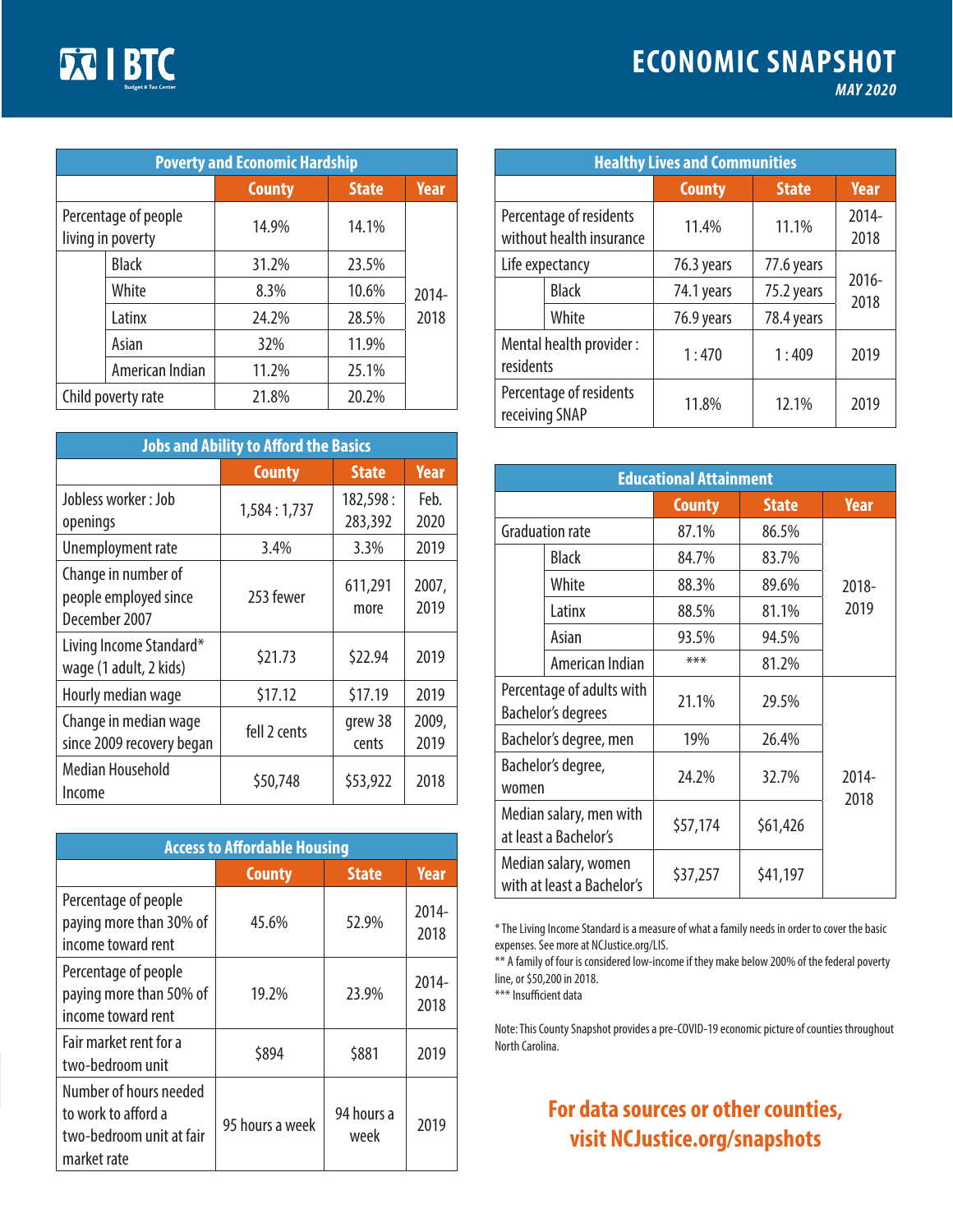# ECONOMIC SNAPSHOT

*MAY 2020*

## Poverty and Economic Hardship

| | | County | State | Year |
|---|---|---|---|---|
| Percentage of people living in poverty | | 14.9% | 14.1% | 2014-2018 |
| | Black | 31.2% | 23.5% | |
| | White | 8.3% | 10.6% | |
| | Latinx | 24.2% | 28.5% | |
| | Asian | 32% | 11.9% | |
| | American Indian | 11.2% | 25.1% | |
| Child poverty rate | | 21.8% | 20.2% | |

## Jobs and Ability to Afford the Basics

| | County | State | Year |
|---|---|---|---|
| Jobless worker : Job openings | 1,584 : 1,737 | 182,598 : 283,392 | Feb. 2020 |
| Unemployment rate | 3.4% | 3.3% | 2019 |
| Change in number of people employed since December 2007 | 253 fewer | 611,291 more | 2007, 2019 |
| Living Income Standard* wage (1 adult, 2 kids) | $21.73 | $22.94 | 2019 |
| Hourly median wage | $17.12 | $17.19 | 2019 |
| Change in median wage since 2009 recovery began | fell 2 cents | grew 38 cents | 2009, 2019 |
| Median Household Income | $50,748 | $53,922 | 2018 |

## Access to Affordable Housing

| | County | State | Year |
|---|---|---|---|
| Percentage of people paying more than 30% of income toward rent | 45.6% | 52.9% | 2014-2018 |
| Percentage of people paying more than 50% of income toward rent | 19.2% | 23.9% | 2014-2018 |
| Fair market rent for a two-bedroom unit | $894 | $881 | 2019 |
| Number of hours needed to work to afford a two-bedroom unit at fair market rate | 95 hours a week | 94 hours a week | 2019 |

## Healthy Lives and Communities

| | | County | State | Year |
|---|---|---|---|---|
| Percentage of residents without health insurance | | 11.4% | 11.1% | 2014-2018 |
| Life expectancy | | 76.3 years | 77.6 years | 2016-2018 |
| | Black | 74.1 years | 75.2 years | |
| | White | 76.9 years | 78.4 years | |
| Mental health provider : residents | | 1 : 470 | 1 : 409 | 2019 |
| Percentage of residents receiving SNAP | | 11.8% | 12.1% | 2019 |

## Educational Attainment

| | | County | State | Year |
|---|---|---|---|---|
| Graduation rate | | 87.1% | 86.5% | 2018-2019 |
| | Black | 84.7% | 83.7% | |
| | White | 88.3% | 89.6% | |
| | Latinx | 88.5% | 81.1% | |
| | Asian | 93.5% | 94.5% | |
| | American Indian | *** | 81.2% | |
| Percentage of adults with Bachelor's degrees | | 21.1% | 29.5% | 2014-2018 |
| Bachelor's degree, men | | 19% | 26.4% | |
| Bachelor's degree, women | | 24.2% | 32.7% | |
| Median salary, men with at least a Bachelor's | | $57,174 | $61,426 | |
| Median salary, women with at least a Bachelor's | | $37,257 | $41,197 | |

\* The Living Income Standard is a measure of what a family needs in order to cover the basic expenses. See more at NCJustice.org/LIS.

\*\* A family of four is considered low-income if they make below 200% of the federal poverty line, or $50,200 in 2018.

\*\*\* Insufficient data

Note: This County Snapshot provides a pre-COVID-19 economic picture of counties throughout North Carolina.

**For data sources or other counties, visit NCJustice.org/snapshots**